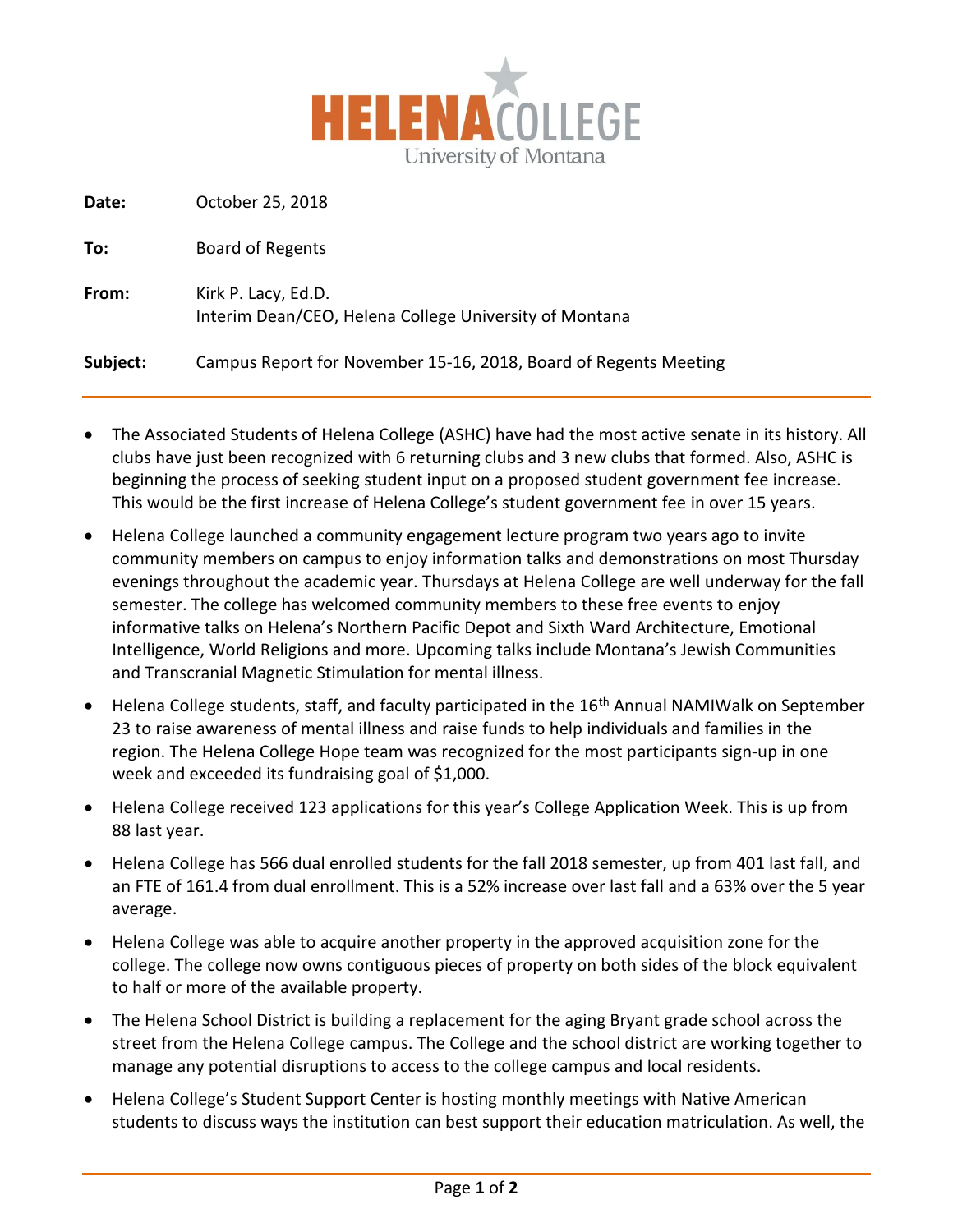# HELENA COLLEGE
University of Montana

**Date:** October 25, 2018

**To:** Board of Regents

**From:** Kirk P. Lacy, Ed.D.
Interim Dean/CEO, Helena College University of Montana

**Subject:** Campus Report for November 15-16, 2018, Board of Regents Meeting

---

- The Associated Students of Helena College (ASHC) have had the most active senate in its history. All clubs have just been recognized with 6 returning clubs and 3 new clubs that formed. Also, ASHC is beginning the process of seeking student input on a proposed student government fee increase. This would be the first increase of Helena College's student government fee in over 15 years.
- Helena College launched a community engagement lecture program two years ago to invite community members on campus to enjoy information talks and demonstrations on most Thursday evenings throughout the academic year. Thursdays at Helena College are well underway for the fall semester. The college has welcomed community members to these free events to enjoy informative talks on Helena's Northern Pacific Depot and Sixth Ward Architecture, Emotional Intelligence, World Religions and more. Upcoming talks include Montana's Jewish Communities and Transcranial Magnetic Stimulation for mental illness.
- Helena College students, staff, and faculty participated in the 16th Annual NAMIWalk on September 23 to raise awareness of mental illness and raise funds to help individuals and families in the region. The Helena College Hope team was recognized for the most participants sign-up in one week and exceeded its fundraising goal of $1,000.
- Helena College received 123 applications for this year's College Application Week. This is up from 88 last year.
- Helena College has 566 dual enrolled students for the fall 2018 semester, up from 401 last fall, and an FTE of 161.4 from dual enrollment. This is a 52% increase over last fall and a 63% over the 5 year average.
- Helena College was able to acquire another property in the approved acquisition zone for the college. The college now owns contiguous pieces of property on both sides of the block equivalent to half or more of the available property.
- The Helena School District is building a replacement for the aging Bryant grade school across the street from the Helena College campus. The College and the school district are working together to manage any potential disruptions to access to the college campus and local residents.
- Helena College's Student Support Center is hosting monthly meetings with Native American students to discuss ways the institution can best support their education matriculation. As well, the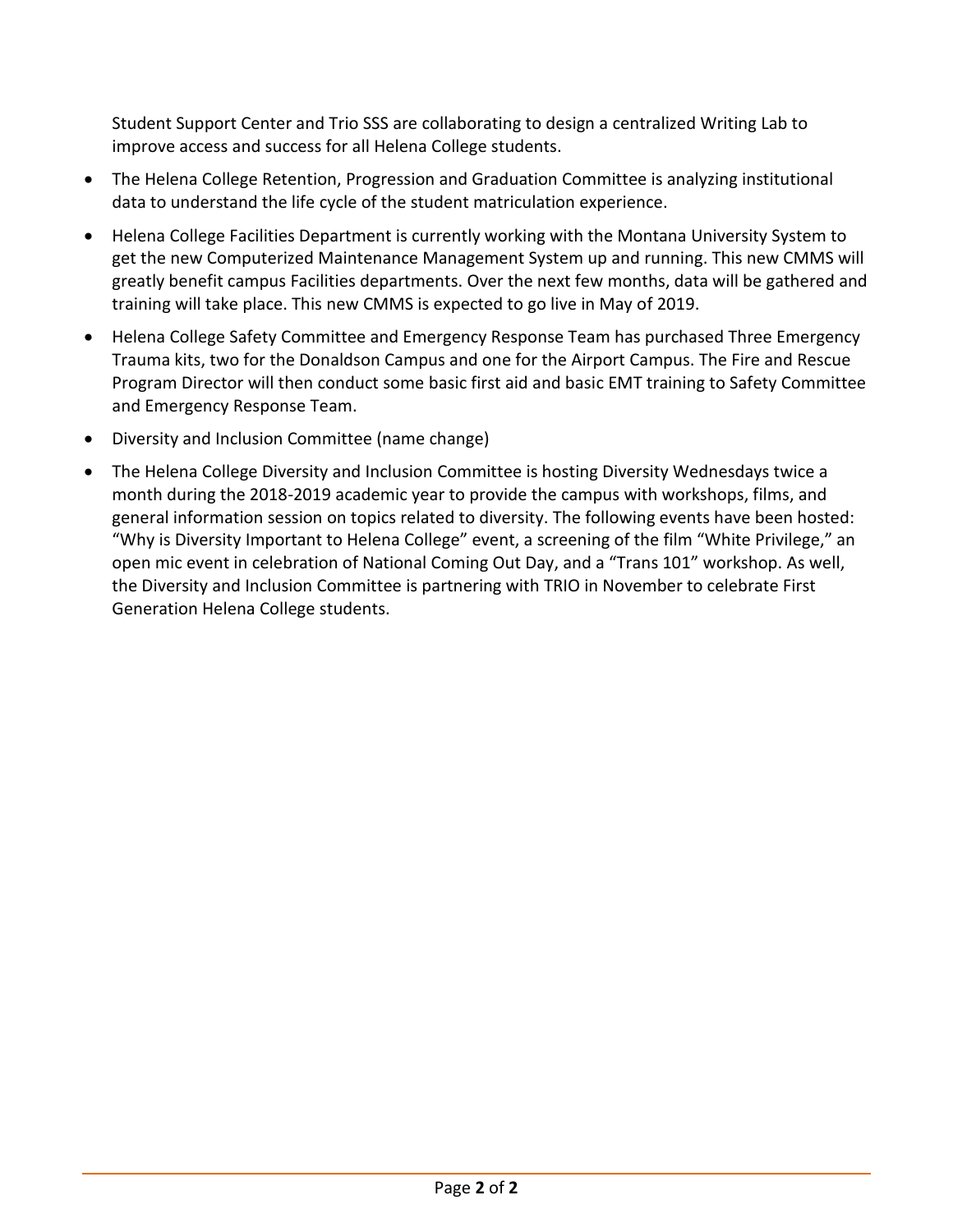Student Support Center and Trio SSS are collaborating to design a centralized Writing Lab to improve access and success for all Helena College students.

- The Helena College Retention, Progression and Graduation Committee is analyzing institutional data to understand the life cycle of the student matriculation experience.
- Helena College Facilities Department is currently working with the Montana University System to get the new Computerized Maintenance Management System up and running. This new CMMS will greatly benefit campus Facilities departments. Over the next few months, data will be gathered and training will take place. This new CMMS is expected to go live in May of 2019.
- Helena College Safety Committee and Emergency Response Team has purchased Three Emergency Trauma kits, two for the Donaldson Campus and one for the Airport Campus. The Fire and Rescue Program Director will then conduct some basic first aid and basic EMT training to Safety Committee and Emergency Response Team.
- Diversity and Inclusion Committee (name change)
- The Helena College Diversity and Inclusion Committee is hosting Diversity Wednesdays twice a month during the 2018-2019 academic year to provide the campus with workshops, films, and general information session on topics related to diversity. The following events have been hosted: "Why is Diversity Important to Helena College" event, a screening of the film "White Privilege," an open mic event in celebration of National Coming Out Day, and a "Trans 101" workshop. As well, the Diversity and Inclusion Committee is partnering with TRIO in November to celebrate First Generation Helena College students.